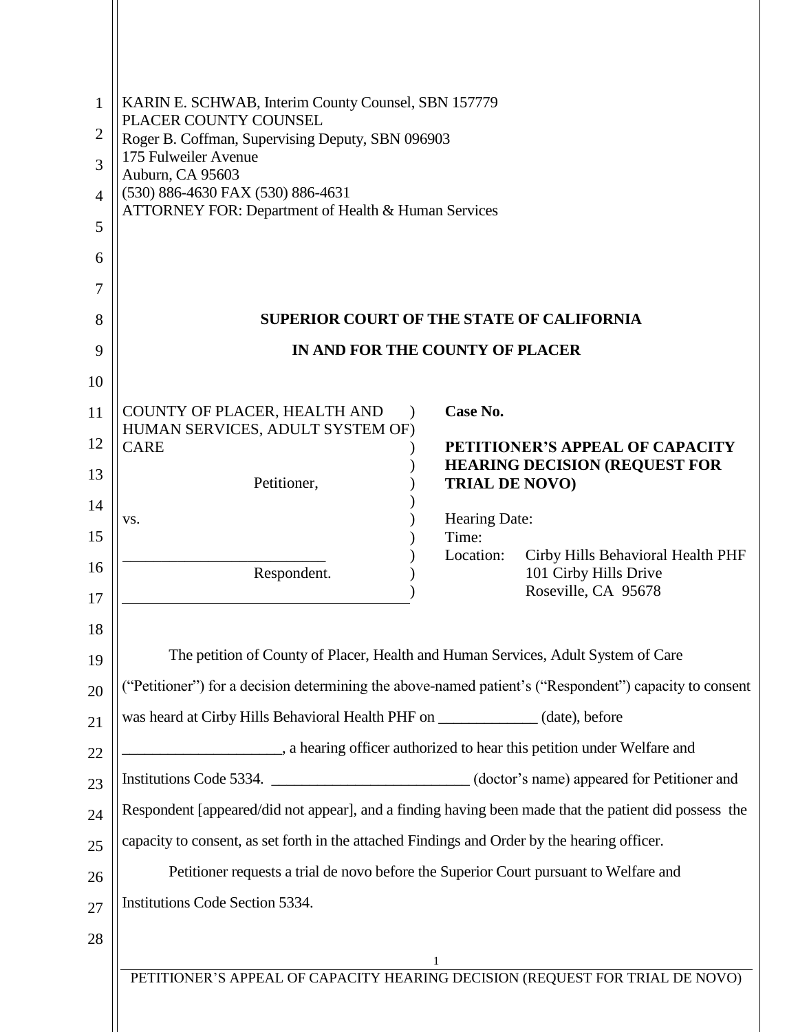KARIN E. SCHWAB, Interim County Counsel, SBN 157779
PLACER COUNTY COUNSEL
Roger B. Coffman, Supervising Deputy, SBN 096903
175 Fulweiler Avenue
Auburn, CA 95603
(530) 886-4630 FAX (530) 886-4631
ATTORNEY FOR: Department of Health & Human Services

**SUPERIOR COURT OF THE STATE OF CALIFORNIA**

**IN AND FOR THE COUNTY OF PLACER**

COUNTY OF PLACER, HEALTH AND HUMAN SERVICES, ADULT SYSTEM OF CARE

Petitioner,

vs.

__________________________

Respondent.

**Case No.**

**PETITIONER'S APPEAL OF CAPACITY HEARING DECISION (REQUEST FOR TRIAL DE NOVO)**

Hearing Date:
Time:
Location: Cirby Hills Behavioral Health PHF
101 Cirby Hills Drive
Roseville, CA 95678

The petition of County of Placer, Health and Human Services, Adult System of Care ("Petitioner") for a decision determining the above-named patient's ("Respondent") capacity to consent was heard at Cirby Hills Behavioral Health PHF on _____________ (date), before _____________________, a hearing officer authorized to hear this petition under Welfare and Institutions Code 5334. _________________________ (doctor's name) appeared for Petitioner and Respondent [appeared/did not appear], and a finding having been made that the patient did possess the capacity to consent, as set forth in the attached Findings and Order by the hearing officer.

Petitioner requests a trial de novo before the Superior Court pursuant to Welfare and Institutions Code Section 5334.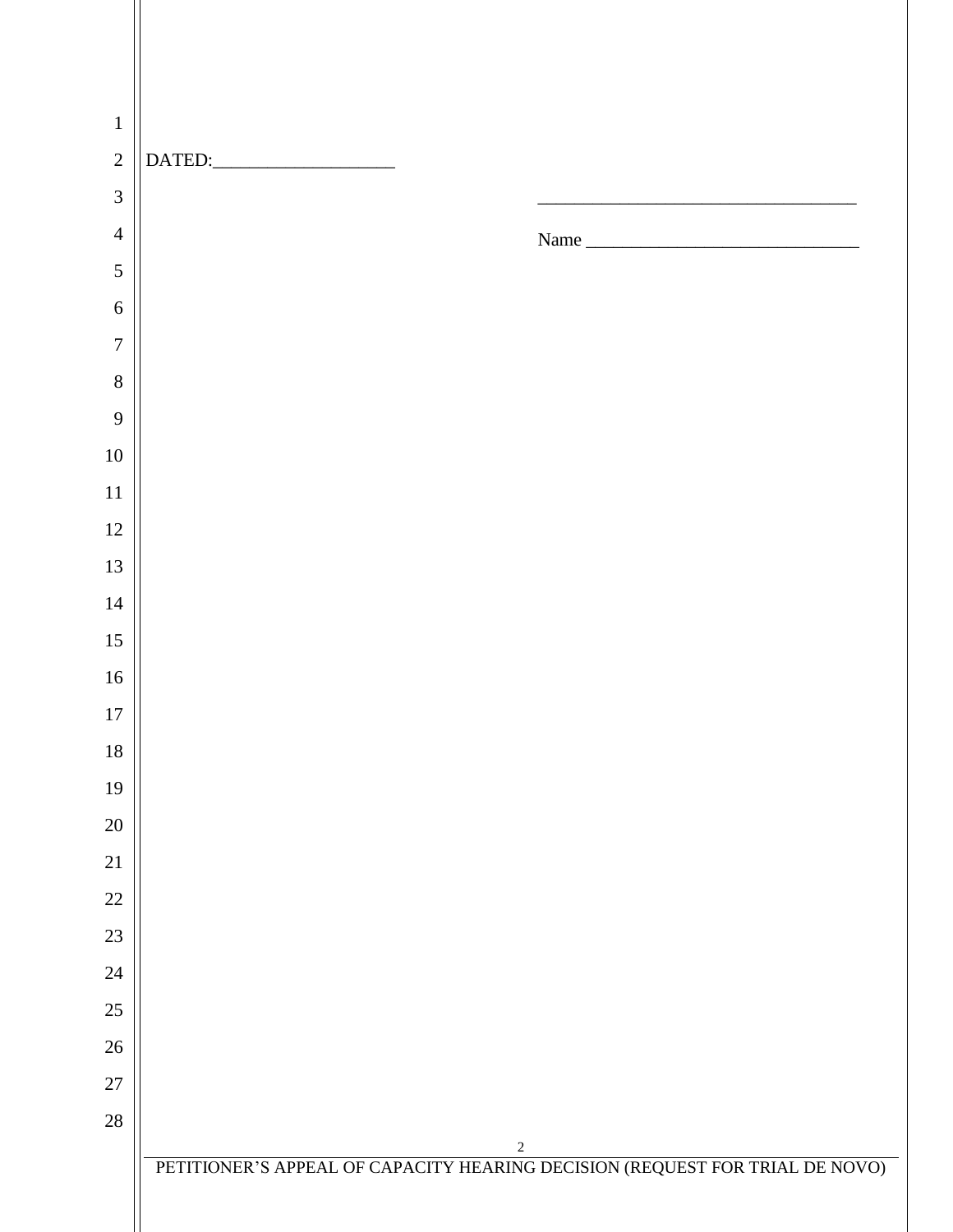DATED:___________________

_________________________________

Name ____________________________